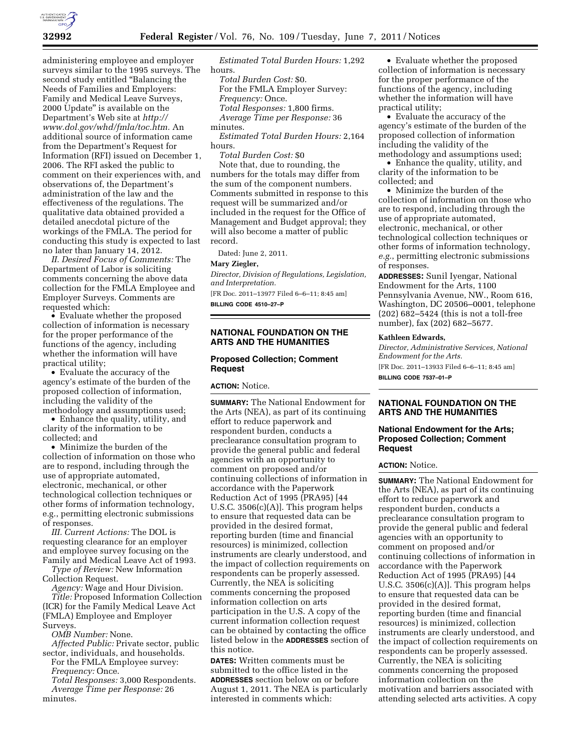administering employee and employer surveys similar to the 1995 surveys. The second study entitled "Balancing the Needs of Families and Employers: Family and Medical Leave Surveys, 2000 Update" is available on the Department's Web site at *http://www.dol.gov/whd/fmla/toc.htm.* An additional source of information came from the Department's Request for Information (RFI) issued on December 1, 2006. The RFI asked the public to comment on their experiences with, and observations of, the Department's administration of the law and the effectiveness of the regulations. The qualitative data obtained provided a detailed anecdotal picture of the workings of the FMLA. The period for conducting this study is expected to last no later than January 14, 2012.

*II. Desired Focus of Comments:* The Department of Labor is soliciting comments concerning the above data collection for the FMLA Employee and Employer Surveys. Comments are requested which:

- Evaluate whether the proposed collection of information is necessary for the proper performance of the functions of the agency, including whether the information will have practical utility;
- Evaluate the accuracy of the agency's estimate of the burden of the proposed collection of information, including the validity of the methodology and assumptions used;
- Enhance the quality, utility, and clarity of the information to be collected; and
- Minimize the burden of the collection of information on those who are to respond, including through the use of appropriate automated, electronic, mechanical, or other technological collection techniques or other forms of information technology, e.g., permitting electronic submissions of responses.

*III. Current Actions:* The DOL is requesting clearance for an employer and employee survey focusing on the Family and Medical Leave Act of 1993.

*Type of Review:* New Information Collection Request.

*Agency:* Wage and Hour Division.

*Title:* Proposed Information Collection (ICR) for the Family Medical Leave Act (FMLA) Employee and Employer Surveys.

*OMB Number:* None.

*Affected Public:* Private sector, public sector, individuals, and households.

For the FMLA Employee survey:

*Frequency:* Once.

*Total Responses:* 3,000 Respondents.

*Average Time per Response:* 26 minutes.

*Estimated Total Burden Hours:* 1,292 hours.

*Total Burden Cost:* $0.

For the FMLA Employer Survey:

*Frequency:* Once.

*Total Responses:* 1,800 firms.

*Average Time per Response:* 36 minutes.

*Estimated Total Burden Hours:* 2,164 hours.

*Total Burden Cost:* $0

Note that, due to rounding, the numbers for the totals may differ from the sum of the component numbers. Comments submitted in response to this request will be summarized and/or included in the request for the Office of Management and Budget approval; they will also become a matter of public record.

Dated: June 2, 2011.

**Mary Ziegler,**

*Director, Division of Regulations, Legislation, and Interpretation.*

[FR Doc. 2011–13977 Filed 6–6–11; 8:45 am]

**BILLING CODE 4510–27–P**

## NATIONAL FOUNDATION ON THE ARTS AND THE HUMANITIES

### Proposed Collection; Comment Request

**ACTION:** Notice.

**SUMMARY:** The National Endowment for the Arts (NEA), as part of its continuing effort to reduce paperwork and respondent burden, conducts a preclearance consultation program to provide the general public and federal agencies with an opportunity to comment on proposed and/or continuing collections of information in accordance with the Paperwork Reduction Act of 1995 (PRA95) [44 U.S.C. 3506(c)(A)]. This program helps to ensure that requested data can be provided in the desired format, reporting burden (time and financial resources) is minimized, collection instruments are clearly understood, and the impact of collection requirements on respondents can be properly assessed. Currently, the NEA is soliciting comments concerning the proposed information collection on arts participation in the U.S. A copy of the current information collection request can be obtained by contacting the office listed below in the **ADDRESSES** section of this notice.

**DATES:** Written comments must be submitted to the office listed in the **ADDRESSES** section below on or before August 1, 2011. The NEA is particularly interested in comments which:

- Evaluate whether the proposed collection of information is necessary for the proper performance of the functions of the agency, including whether the information will have practical utility;
- Evaluate the accuracy of the agency's estimate of the burden of the proposed collection of information including the validity of the methodology and assumptions used;
- Enhance the quality, utility, and clarity of the information to be collected; and
- Minimize the burden of the collection of information on those who are to respond, including through the use of appropriate automated, electronic, mechanical, or other technological collection techniques or other forms of information technology, *e.g.*, permitting electronic submissions of responses.

**ADDRESSES:** Sunil Iyengar, National Endowment for the Arts, 1100 Pennsylvania Avenue, NW., Room 616, Washington, DC 20506–0001, telephone (202) 682–5424 (this is not a toll-free number), fax (202) 682–5677.

**Kathleen Edwards,**

*Director, Administrative Services, National Endowment for the Arts.*

[FR Doc. 2011–13933 Filed 6–6–11; 8:45 am]

**BILLING CODE 7537–01–P**

## NATIONAL FOUNDATION ON THE ARTS AND THE HUMANITIES

### National Endowment for the Arts; Proposed Collection; Comment Request

**ACTION:** Notice.

**SUMMARY:** The National Endowment for the Arts (NEA), as part of its continuing effort to reduce paperwork and respondent burden, conducts a preclearance consultation program to provide the general public and federal agencies with an opportunity to comment on proposed and/or continuing collections of information in accordance with the Paperwork Reduction Act of 1995 (PRA95) [44 U.S.C. 3506(c)(A)]. This program helps to ensure that requested data can be provided in the desired format, reporting burden (time and financial resources) is minimized, collection instruments are clearly understood, and the impact of collection requirements on respondents can be properly assessed. Currently, the NEA is soliciting comments concerning the proposed information collection on the motivation and barriers associated with attending selected arts activities. A copy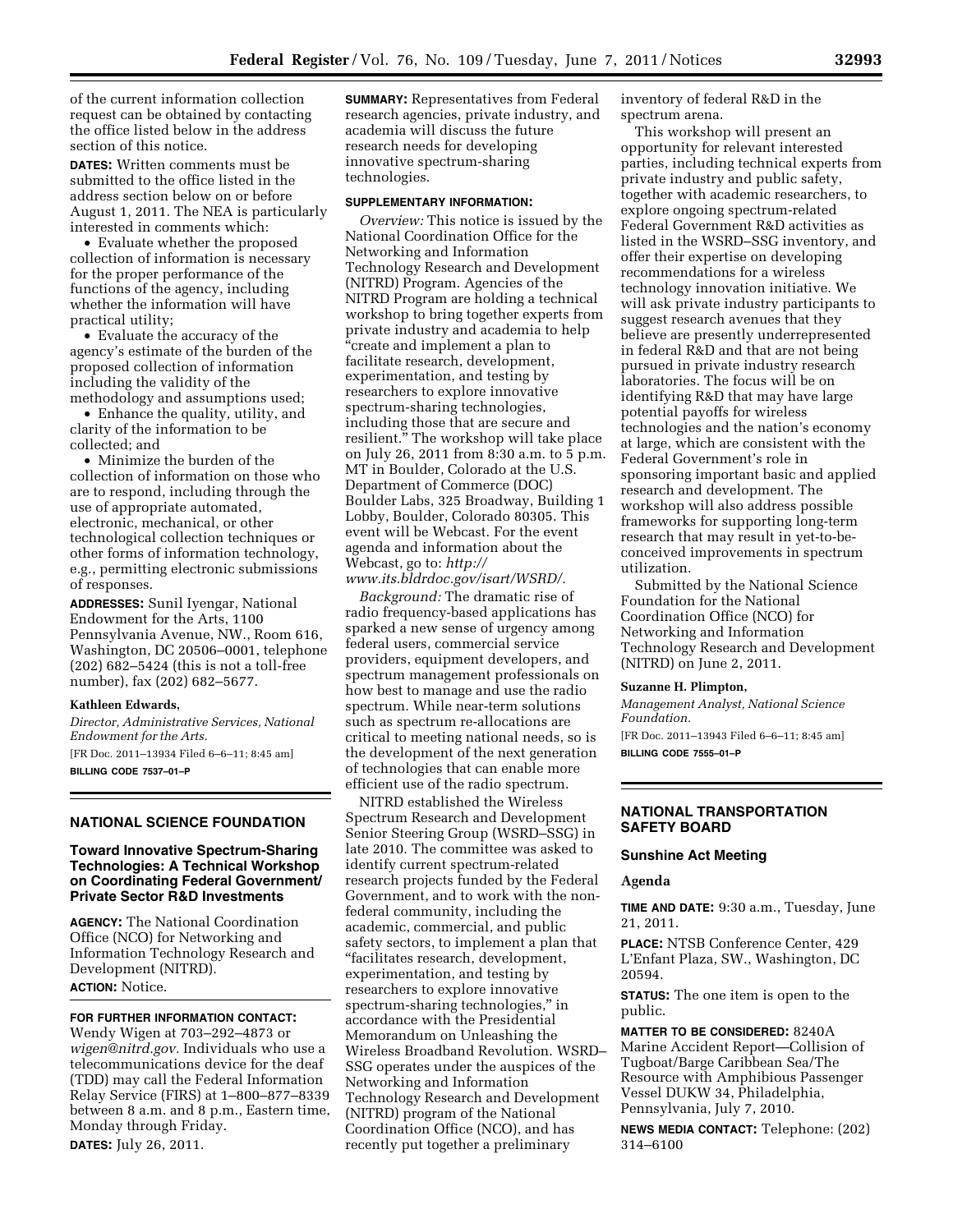of the current information collection request can be obtained by contacting the office listed below in the address section of this notice.

**DATES:** Written comments must be submitted to the office listed in the address section below on or before August 1, 2011. The NEA is particularly interested in comments which:

- Evaluate whether the proposed collection of information is necessary for the proper performance of the functions of the agency, including whether the information will have practical utility;
- Evaluate the accuracy of the agency's estimate of the burden of the proposed collection of information including the validity of the methodology and assumptions used;
- Enhance the quality, utility, and clarity of the information to be collected; and
- Minimize the burden of the collection of information on those who are to respond, including through the use of appropriate automated, electronic, mechanical, or other technological collection techniques or other forms of information technology, e.g., permitting electronic submissions of responses.

**ADDRESSES:** Sunil Iyengar, National Endowment for the Arts, 1100 Pennsylvania Avenue, NW., Room 616, Washington, DC 20506–0001, telephone (202) 682–5424 (this is not a toll-free number), fax (202) 682–5677.

**Kathleen Edwards,**

*Director, Administrative Services, National Endowment for the Arts.*

[FR Doc. 2011–13934 Filed 6–6–11; 8:45 am]

**BILLING CODE 7537–01–P**

## NATIONAL SCIENCE FOUNDATION

### Toward Innovative Spectrum-Sharing Technologies: A Technical Workshop on Coordinating Federal Government/Private Sector R&D Investments

**AGENCY:** The National Coordination Office (NCO) for Networking and Information Technology Research and Development (NITRD).

**ACTION:** Notice.

**FOR FURTHER INFORMATION CONTACT:** Wendy Wigen at 703–292–4873 or *wigen@nitrd.gov.* Individuals who use a telecommunications device for the deaf (TDD) may call the Federal Information Relay Service (FIRS) at 1–800–877–8339 between 8 a.m. and 8 p.m., Eastern time, Monday through Friday.

**DATES:** July 26, 2011.

**SUMMARY:** Representatives from Federal research agencies, private industry, and academia will discuss the future research needs for developing innovative spectrum-sharing technologies.

**SUPPLEMENTARY INFORMATION:**

*Overview:* This notice is issued by the National Coordination Office for the Networking and Information Technology Research and Development (NITRD) Program. Agencies of the NITRD Program are holding a technical workshop to bring together experts from private industry and academia to help "create and implement a plan to facilitate research, development, experimentation, and testing by researchers to explore innovative spectrum-sharing technologies, including those that are secure and resilient." The workshop will take place on July 26, 2011 from 8:30 a.m. to 5 p.m. MT in Boulder, Colorado at the U.S. Department of Commerce (DOC) Boulder Labs, 325 Broadway, Building 1 Lobby, Boulder, Colorado 80305. This event will be Webcast. For the event agenda and information about the Webcast, go to: *http://www.its.bldrdoc.gov/isart/WSRD/.*

*Background:* The dramatic rise of radio frequency-based applications has sparked a new sense of urgency among federal users, commercial service providers, equipment developers, and spectrum management professionals on how best to manage and use the radio spectrum. While near-term solutions such as spectrum re-allocations are critical to meeting national needs, so is the development of the next generation of technologies that can enable more efficient use of the radio spectrum.

NITRD established the Wireless Spectrum Research and Development Senior Steering Group (WSRD–SSG) in late 2010. The committee was asked to identify current spectrum-related research projects funded by the Federal Government, and to work with the non-federal community, including the academic, commercial, and public safety sectors, to implement a plan that "facilitates research, development, experimentation, and testing by researchers to explore innovative spectrum-sharing technologies," in accordance with the Presidential Memorandum on Unleashing the Wireless Broadband Revolution. WSRD–SSG operates under the auspices of the Networking and Information Technology Research and Development (NITRD) program of the National Coordination Office (NCO), and has recently put together a preliminary inventory of federal R&D in the spectrum arena.

This workshop will present an opportunity for relevant interested parties, including technical experts from private industry and public safety, together with academic researchers, to explore ongoing spectrum-related Federal Government R&D activities as listed in the WSRD–SSG inventory, and offer their expertise on developing recommendations for a wireless technology innovation initiative. We will ask private industry participants to suggest research avenues that they believe are presently underrepresented in federal R&D and that are not being pursued in private industry research laboratories. The focus will be on identifying R&D that may have large potential payoffs for wireless technologies and the nation's economy at large, which are consistent with the Federal Government's role in sponsoring important basic and applied research and development. The workshop will also address possible frameworks for supporting long-term research that may result in yet-to-be-conceived improvements in spectrum utilization.

Submitted by the National Science Foundation for the National Coordination Office (NCO) for Networking and Information Technology Research and Development (NITRD) on June 2, 2011.

**Suzanne H. Plimpton,**

*Management Analyst, National Science Foundation.*

[FR Doc. 2011–13943 Filed 6–6–11; 8:45 am]

**BILLING CODE 7555–01–P**

## NATIONAL TRANSPORTATION SAFETY BOARD

### Sunshine Act Meeting

### Agenda

**TIME AND DATE:** 9:30 a.m., Tuesday, June 21, 2011.

**PLACE:** NTSB Conference Center, 429 L'Enfant Plaza, SW., Washington, DC 20594.

**STATUS:** The one item is open to the public.

**MATTER TO BE CONSIDERED:** 8240A Marine Accident Report—Collision of Tugboat/Barge Caribbean Sea/The Resource with Amphibious Passenger Vessel DUKW 34, Philadelphia, Pennsylvania, July 7, 2010.

**NEWS MEDIA CONTACT:** Telephone: (202) 314–6100